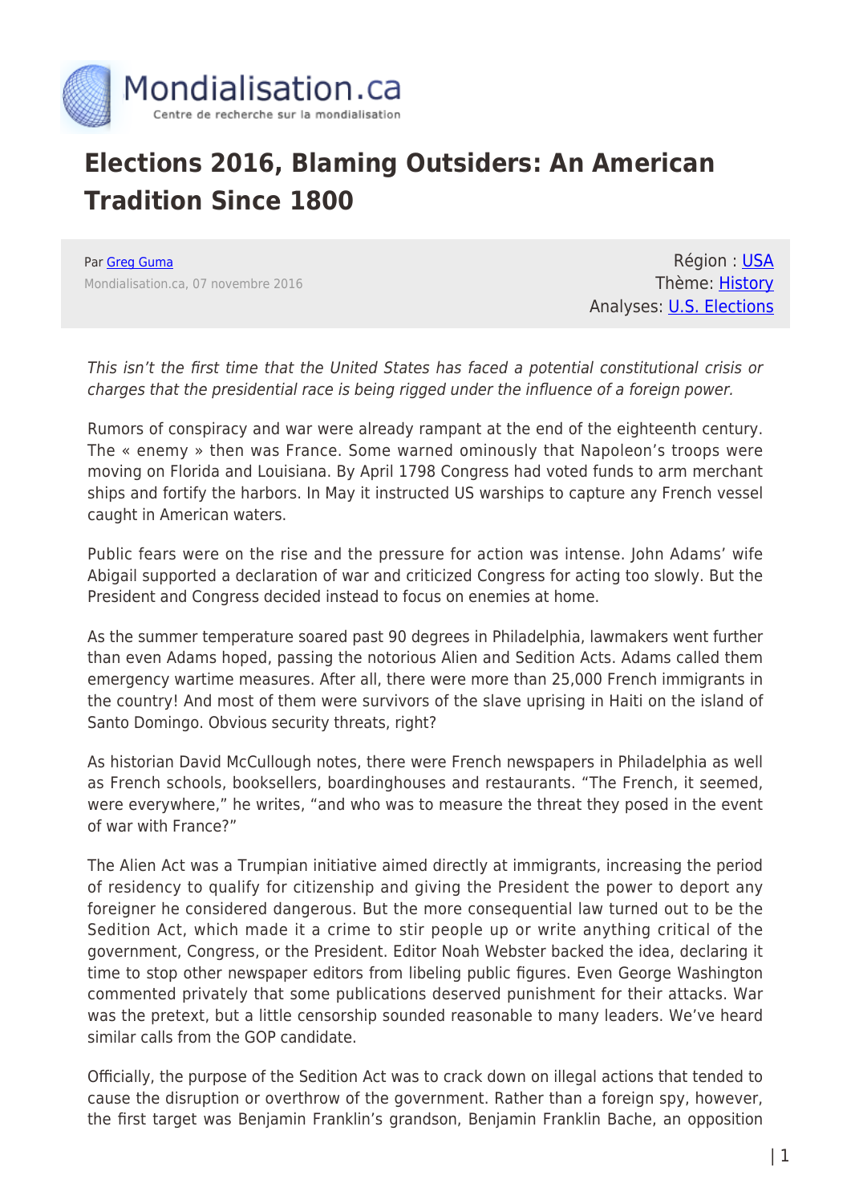# Elections 2016, Blaming Outsiders: An American Tradition Since 1800

Par Greg Guma
Mondialisation.ca, 07 novembre 2016

Région : USA
Thème: History
Analyses: U.S. Elections

*This isn't the first time that the United States has faced a potential constitutional crisis or charges that the presidential race is being rigged under the influence of a foreign power.*

Rumors of conspiracy and war were already rampant at the end of the eighteenth century. The « enemy » then was France. Some warned ominously that Napoleon's troops were moving on Florida and Louisiana. By April 1798 Congress had voted funds to arm merchant ships and fortify the harbors. In May it instructed US warships to capture any French vessel caught in American waters.

Public fears were on the rise and the pressure for action was intense. John Adams' wife Abigail supported a declaration of war and criticized Congress for acting too slowly. But the President and Congress decided instead to focus on enemies at home.

As the summer temperature soared past 90 degrees in Philadelphia, lawmakers went further than even Adams hoped, passing the notorious Alien and Sedition Acts. Adams called them emergency wartime measures. After all, there were more than 25,000 French immigrants in the country! And most of them were survivors of the slave uprising in Haiti on the island of Santo Domingo. Obvious security threats, right?

As historian David McCullough notes, there were French newspapers in Philadelphia as well as French schools, booksellers, boardinghouses and restaurants. "The French, it seemed, were everywhere," he writes, "and who was to measure the threat they posed in the event of war with France?"

The Alien Act was a Trumpian initiative aimed directly at immigrants, increasing the period of residency to qualify for citizenship and giving the President the power to deport any foreigner he considered dangerous. But the more consequential law turned out to be the Sedition Act, which made it a crime to stir people up or write anything critical of the government, Congress, or the President. Editor Noah Webster backed the idea, declaring it time to stop other newspaper editors from libeling public figures. Even George Washington commented privately that some publications deserved punishment for their attacks. War was the pretext, but a little censorship sounded reasonable to many leaders. We've heard similar calls from the GOP candidate.

Officially, the purpose of the Sedition Act was to crack down on illegal actions that tended to cause the disruption or overthrow of the government. Rather than a foreign spy, however, the first target was Benjamin Franklin's grandson, Benjamin Franklin Bache, an opposition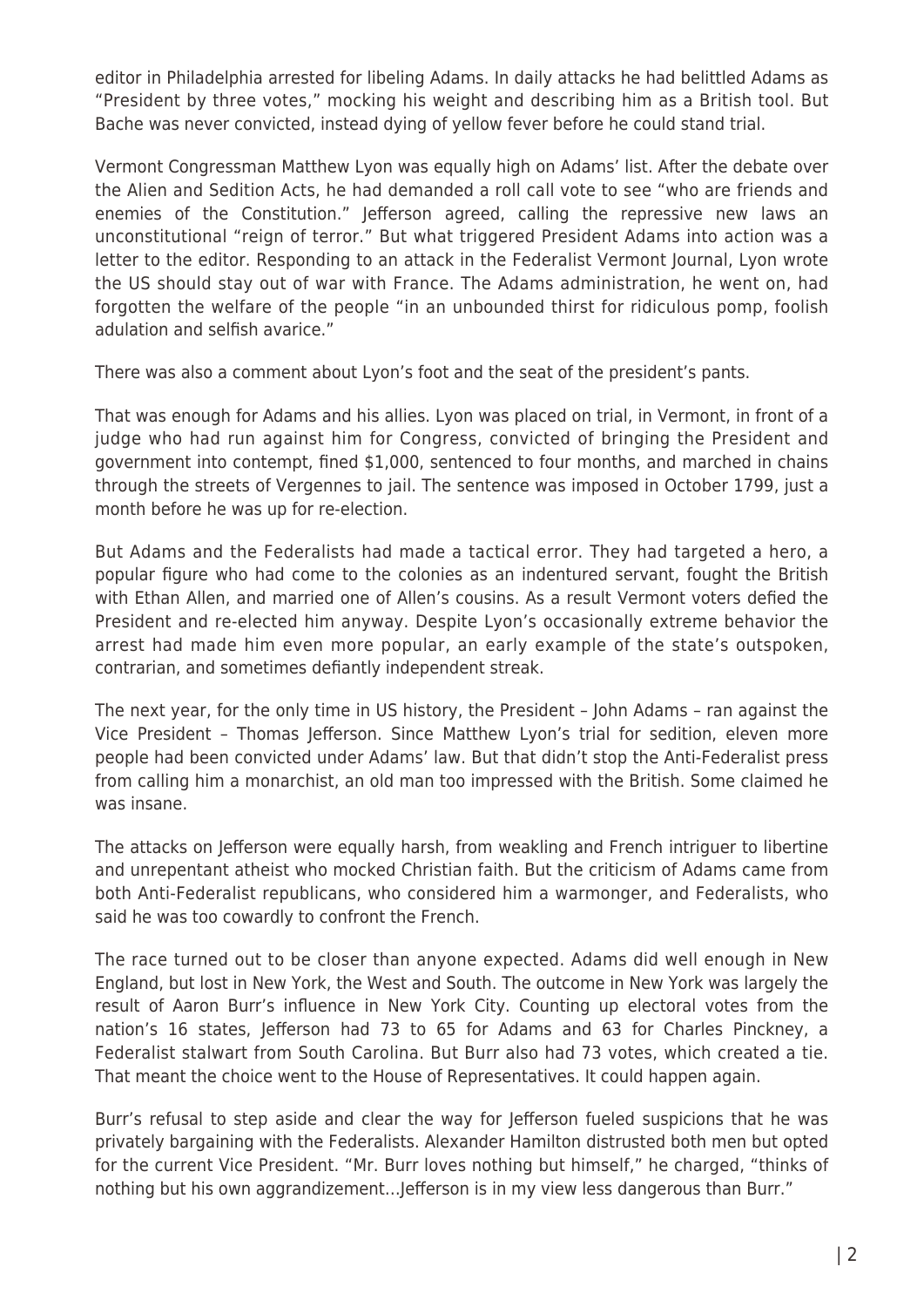editor in Philadelphia arrested for libeling Adams. In daily attacks he had belittled Adams as "President by three votes," mocking his weight and describing him as a British tool. But Bache was never convicted, instead dying of yellow fever before he could stand trial.

Vermont Congressman Matthew Lyon was equally high on Adams' list. After the debate over the Alien and Sedition Acts, he had demanded a roll call vote to see "who are friends and enemies of the Constitution." Jefferson agreed, calling the repressive new laws an unconstitutional "reign of terror." But what triggered President Adams into action was a letter to the editor. Responding to an attack in the Federalist Vermont Journal, Lyon wrote the US should stay out of war with France. The Adams administration, he went on, had forgotten the welfare of the people "in an unbounded thirst for ridiculous pomp, foolish adulation and selfish avarice."

There was also a comment about Lyon's foot and the seat of the president's pants.

That was enough for Adams and his allies. Lyon was placed on trial, in Vermont, in front of a judge who had run against him for Congress, convicted of bringing the President and government into contempt, fined $1,000, sentenced to four months, and marched in chains through the streets of Vergennes to jail. The sentence was imposed in October 1799, just a month before he was up for re-election.

But Adams and the Federalists had made a tactical error. They had targeted a hero, a popular figure who had come to the colonies as an indentured servant, fought the British with Ethan Allen, and married one of Allen's cousins. As a result Vermont voters defied the President and re-elected him anyway. Despite Lyon's occasionally extreme behavior the arrest had made him even more popular, an early example of the state's outspoken, contrarian, and sometimes defiantly independent streak.

The next year, for the only time in US history, the President – John Adams – ran against the Vice President – Thomas Jefferson. Since Matthew Lyon's trial for sedition, eleven more people had been convicted under Adams' law. But that didn't stop the Anti-Federalist press from calling him a monarchist, an old man too impressed with the British. Some claimed he was insane.

The attacks on Jefferson were equally harsh, from weakling and French intriguer to libertine and unrepentant atheist who mocked Christian faith. But the criticism of Adams came from both Anti-Federalist republicans, who considered him a warmonger, and Federalists, who said he was too cowardly to confront the French.

The race turned out to be closer than anyone expected. Adams did well enough in New England, but lost in New York, the West and South. The outcome in New York was largely the result of Aaron Burr's influence in New York City. Counting up electoral votes from the nation's 16 states, Jefferson had 73 to 65 for Adams and 63 for Charles Pinckney, a Federalist stalwart from South Carolina. But Burr also had 73 votes, which created a tie. That meant the choice went to the House of Representatives. It could happen again.

Burr's refusal to step aside and clear the way for Jefferson fueled suspicions that he was privately bargaining with the Federalists. Alexander Hamilton distrusted both men but opted for the current Vice President. "Mr. Burr loves nothing but himself," he charged, "thinks of nothing but his own aggrandizement…Jefferson is in my view less dangerous than Burr."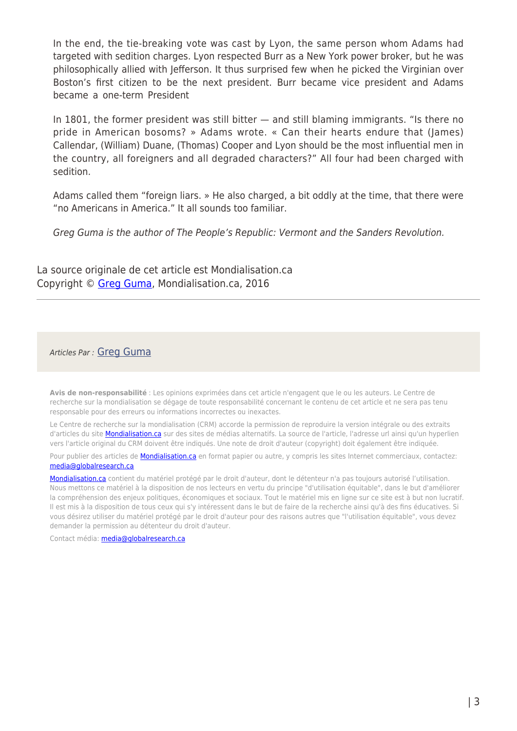In the end, the tie-breaking vote was cast by Lyon, the same person whom Adams had targeted with sedition charges. Lyon respected Burr as a New York power broker, but he was philosophically allied with Jefferson. It thus surprised few when he picked the Virginian over Boston's first citizen to be the next president. Burr became vice president and Adams became a one-term President

In 1801, the former president was still bitter — and still blaming immigrants. "Is there no pride in American bosoms? » Adams wrote. « Can their hearts endure that (James) Callendar, (William) Duane, (Thomas) Cooper and Lyon should be the most influential men in the country, all foreigners and all degraded characters?" All four had been charged with sedition.

Adams called them "foreign liars. » He also charged, a bit oddly at the time, that there were "no Americans in America." It all sounds too familiar.

*Greg Guma is the author of The People's Republic: Vermont and the Sanders Revolution.*

La source originale de cet article est Mondialisation.ca
Copyright © Greg Guma, Mondialisation.ca, 2016

---

*Articles Par :* Greg Guma

**Avis de non-responsabilité** : Les opinions exprimées dans cet article n'engagent que le ou les auteurs. Le Centre de recherche sur la mondialisation se dégage de toute responsabilité concernant le contenu de cet article et ne sera pas tenu responsable pour des erreurs ou informations incorrectes ou inexactes.

Le Centre de recherche sur la mondialisation (CRM) accorde la permission de reproduire la version intégrale ou des extraits d'articles du site Mondialisation.ca sur des sites de médias alternatifs. La source de l'article, l'adresse url ainsi qu'un hyperlien vers l'article original du CRM doivent être indiqués. Une note de droit d'auteur (copyright) doit également être indiquée.

Pour publier des articles de Mondialisation.ca en format papier ou autre, y compris les sites Internet commerciaux, contactez: media@globalresearch.ca

Mondialisation.ca contient du matériel protégé par le droit d'auteur, dont le détenteur n'a pas toujours autorisé l'utilisation. Nous mettons ce matériel à la disposition de nos lecteurs en vertu du principe "d'utilisation équitable", dans le but d'améliorer la compréhension des enjeux politiques, économiques et sociaux. Tout le matériel mis en ligne sur ce site est à but non lucratif. Il est mis à la disposition de tous ceux qui s'y intéressent dans le but de faire de la recherche ainsi qu'à des fins éducatives. Si vous désirez utiliser du matériel protégé par le droit d'auteur pour des raisons autres que "l'utilisation équitable", vous devez demander la permission au détenteur du droit d'auteur.

Contact média: media@globalresearch.ca